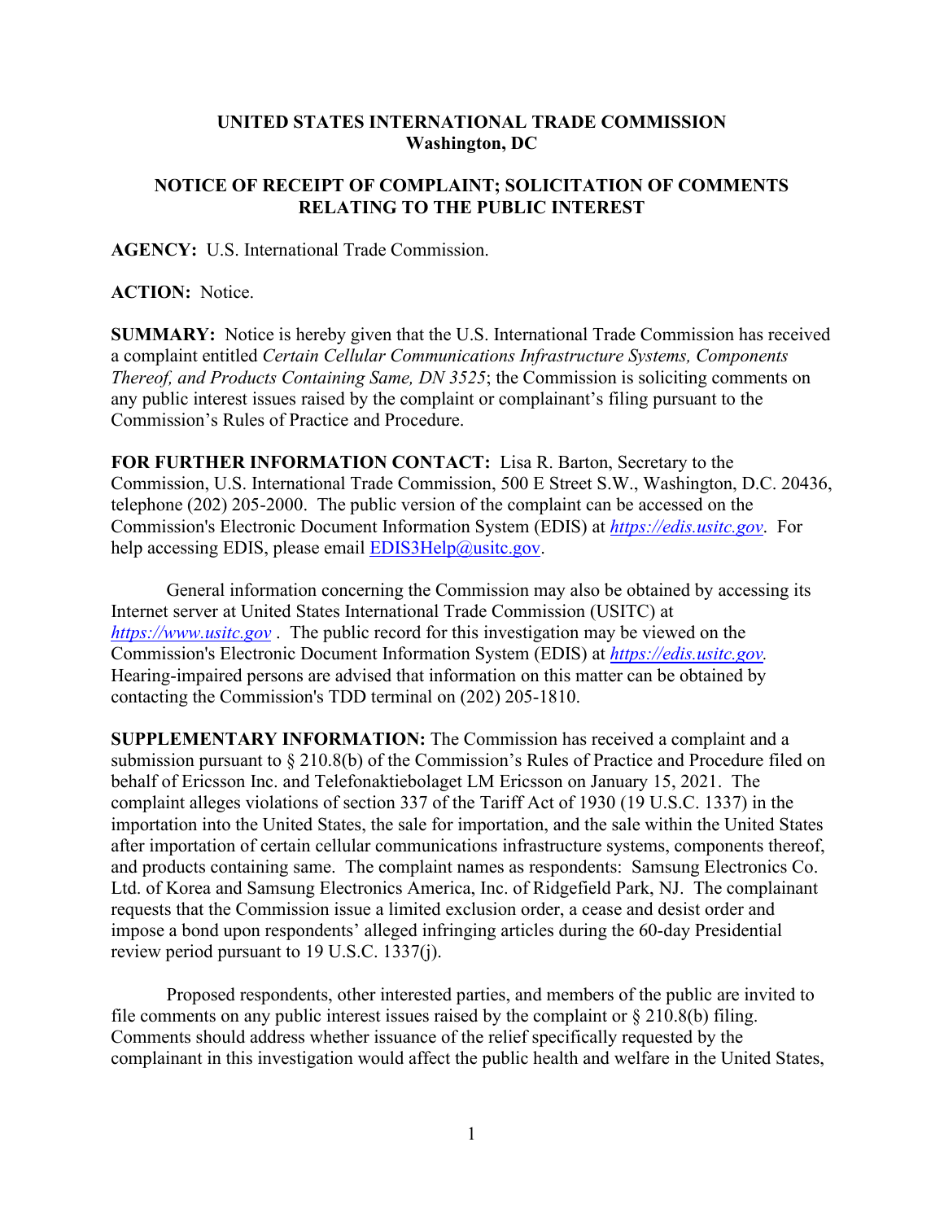**UNITED STATES INTERNATIONAL TRADE COMMISSION**
**Washington, DC**

**NOTICE OF RECEIPT OF COMPLAINT; SOLICITATION OF COMMENTS RELATING TO THE PUBLIC INTEREST**

**AGENCY:** U.S. International Trade Commission.

**ACTION:** Notice.

**SUMMARY:** Notice is hereby given that the U.S. International Trade Commission has received a complaint entitled *Certain Cellular Communications Infrastructure Systems, Components Thereof, and Products Containing Same, DN 3525*; the Commission is soliciting comments on any public interest issues raised by the complaint or complainant's filing pursuant to the Commission's Rules of Practice and Procedure.

**FOR FURTHER INFORMATION CONTACT:** Lisa R. Barton, Secretary to the Commission, U.S. International Trade Commission, 500 E Street S.W., Washington, D.C. 20436, telephone (202) 205-2000. The public version of the complaint can be accessed on the Commission's Electronic Document Information System (EDIS) at *https://edis.usitc.gov*. For help accessing EDIS, please email EDIS3Help@usitc.gov.

General information concerning the Commission may also be obtained by accessing its Internet server at United States International Trade Commission (USITC) at *https://www.usitc.gov* . The public record for this investigation may be viewed on the Commission's Electronic Document Information System (EDIS) at *https://edis.usitc.gov.* Hearing-impaired persons are advised that information on this matter can be obtained by contacting the Commission's TDD terminal on (202) 205-1810.

**SUPPLEMENTARY INFORMATION:** The Commission has received a complaint and a submission pursuant to § 210.8(b) of the Commission's Rules of Practice and Procedure filed on behalf of Ericsson Inc. and Telefonaktiebolaget LM Ericsson on January 15, 2021. The complaint alleges violations of section 337 of the Tariff Act of 1930 (19 U.S.C. 1337) in the importation into the United States, the sale for importation, and the sale within the United States after importation of certain cellular communications infrastructure systems, components thereof, and products containing same. The complaint names as respondents: Samsung Electronics Co. Ltd. of Korea and Samsung Electronics America, Inc. of Ridgefield Park, NJ. The complainant requests that the Commission issue a limited exclusion order, a cease and desist order and impose a bond upon respondents' alleged infringing articles during the 60-day Presidential review period pursuant to 19 U.S.C. 1337(j).

Proposed respondents, other interested parties, and members of the public are invited to file comments on any public interest issues raised by the complaint or § 210.8(b) filing. Comments should address whether issuance of the relief specifically requested by the complainant in this investigation would affect the public health and welfare in the United States,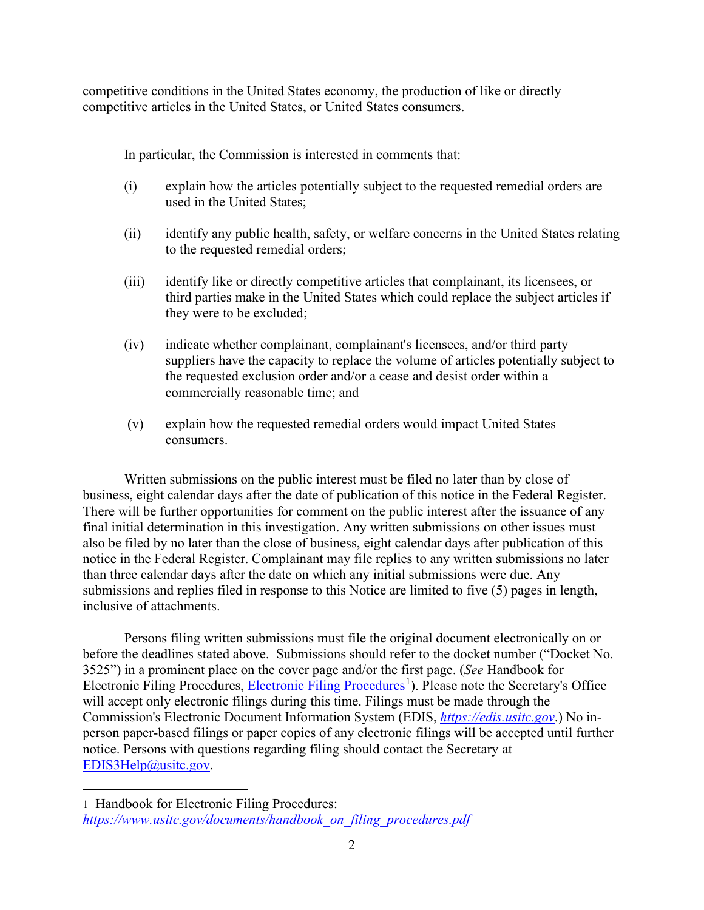competitive conditions in the United States economy, the production of like or directly competitive articles in the United States, or United States consumers.

In particular, the Commission is interested in comments that:

(i) explain how the articles potentially subject to the requested remedial orders are used in the United States;

(ii) identify any public health, safety, or welfare concerns in the United States relating to the requested remedial orders;

(iii) identify like or directly competitive articles that complainant, its licensees, or third parties make in the United States which could replace the subject articles if they were to be excluded;

(iv) indicate whether complainant, complainant's licensees, and/or third party suppliers have the capacity to replace the volume of articles potentially subject to the requested exclusion order and/or a cease and desist order within a commercially reasonable time; and

(v) explain how the requested remedial orders would impact United States consumers.

Written submissions on the public interest must be filed no later than by close of business, eight calendar days after the date of publication of this notice in the Federal Register. There will be further opportunities for comment on the public interest after the issuance of any final initial determination in this investigation. Any written submissions on other issues must also be filed by no later than the close of business, eight calendar days after publication of this notice in the Federal Register. Complainant may file replies to any written submissions no later than three calendar days after the date on which any initial submissions were due. Any submissions and replies filed in response to this Notice are limited to five (5) pages in length, inclusive of attachments.

Persons filing written submissions must file the original document electronically on or before the deadlines stated above. Submissions should refer to the docket number ("Docket No. 3525") in a prominent place on the cover page and/or the first page. (*See* Handbook for Electronic Filing Procedures, [Electronic Filing Procedures](https://www.usitc.gov/documents/handbook_on_filing_procedures.pdf)[1]). Please note the Secretary's Office will accept only electronic filings during this time. Filings must be made through the Commission's Electronic Document Information System (EDIS, *https://edis.usitc.gov*.) No in-person paper-based filings or paper copies of any electronic filings will be accepted until further notice. Persons with questions regarding filing should contact the Secretary at EDIS3Help@usitc.gov.

---

1 Handbook for Electronic Filing Procedures: *https://www.usitc.gov/documents/handbook_on_filing_procedures.pdf*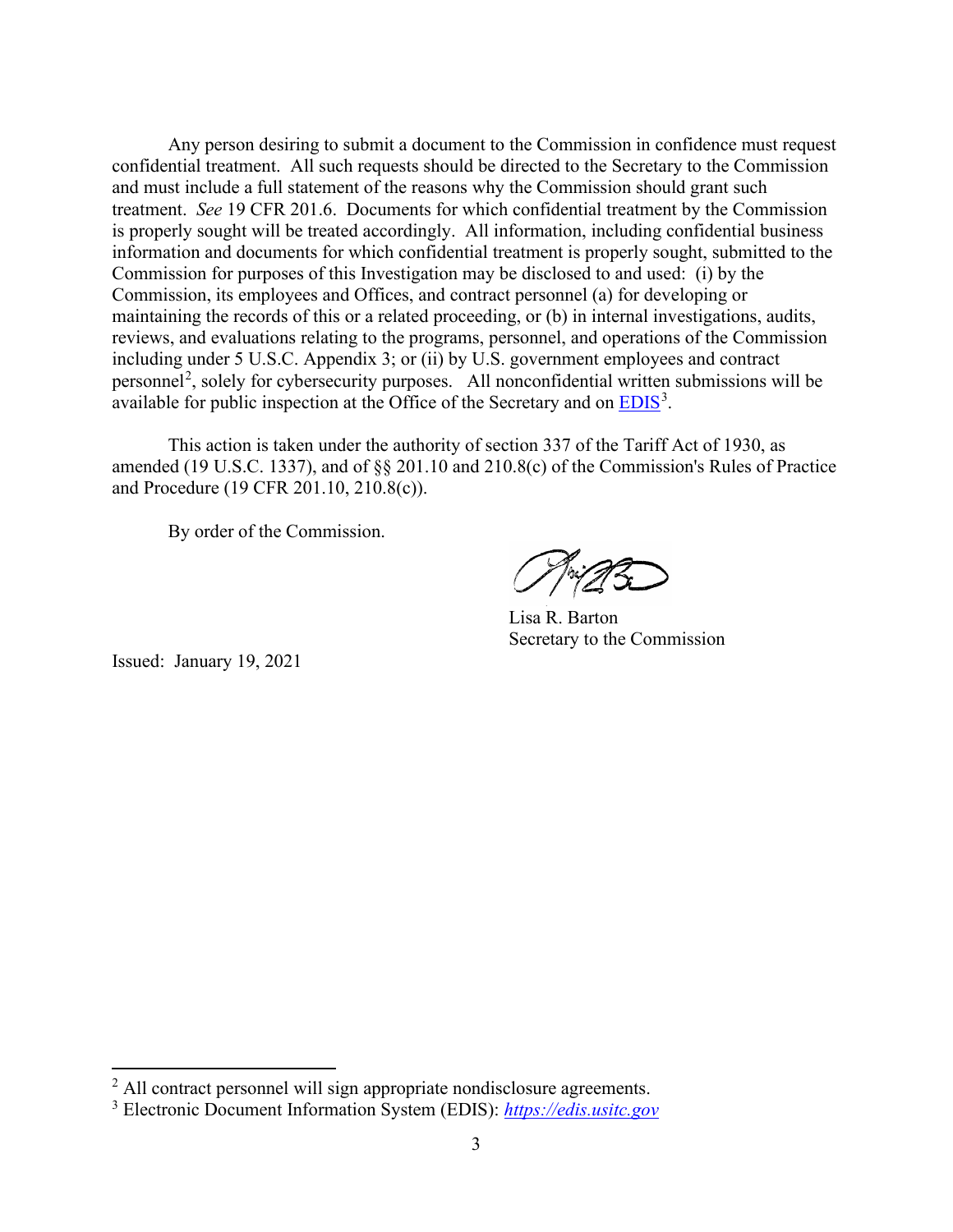Any person desiring to submit a document to the Commission in confidence must request confidential treatment. All such requests should be directed to the Secretary to the Commission and must include a full statement of the reasons why the Commission should grant such treatment. *See* 19 CFR 201.6. Documents for which confidential treatment by the Commission is properly sought will be treated accordingly. All information, including confidential business information and documents for which confidential treatment is properly sought, submitted to the Commission for purposes of this Investigation may be disclosed to and used: (i) by the Commission, its employees and Offices, and contract personnel (a) for developing or maintaining the records of this or a related proceeding, or (b) in internal investigations, audits, reviews, and evaluations relating to the programs, personnel, and operations of the Commission including under 5 U.S.C. Appendix 3; or (ii) by U.S. government employees and contract personnel[2], solely for cybersecurity purposes. All nonconfidential written submissions will be available for public inspection at the Office of the Secretary and on EDIS[3].

This action is taken under the authority of section 337 of the Tariff Act of 1930, as amended (19 U.S.C. 1337), and of §§ 201.10 and 210.8(c) of the Commission's Rules of Practice and Procedure (19 CFR 201.10, 210.8(c)).

By order of the Commission.

Lisa R. Barton
Secretary to the Commission

Issued: January 19, 2021

[2] All contract personnel will sign appropriate nondisclosure agreements.

[3] Electronic Document Information System (EDIS): *https://edis.usitc.gov*